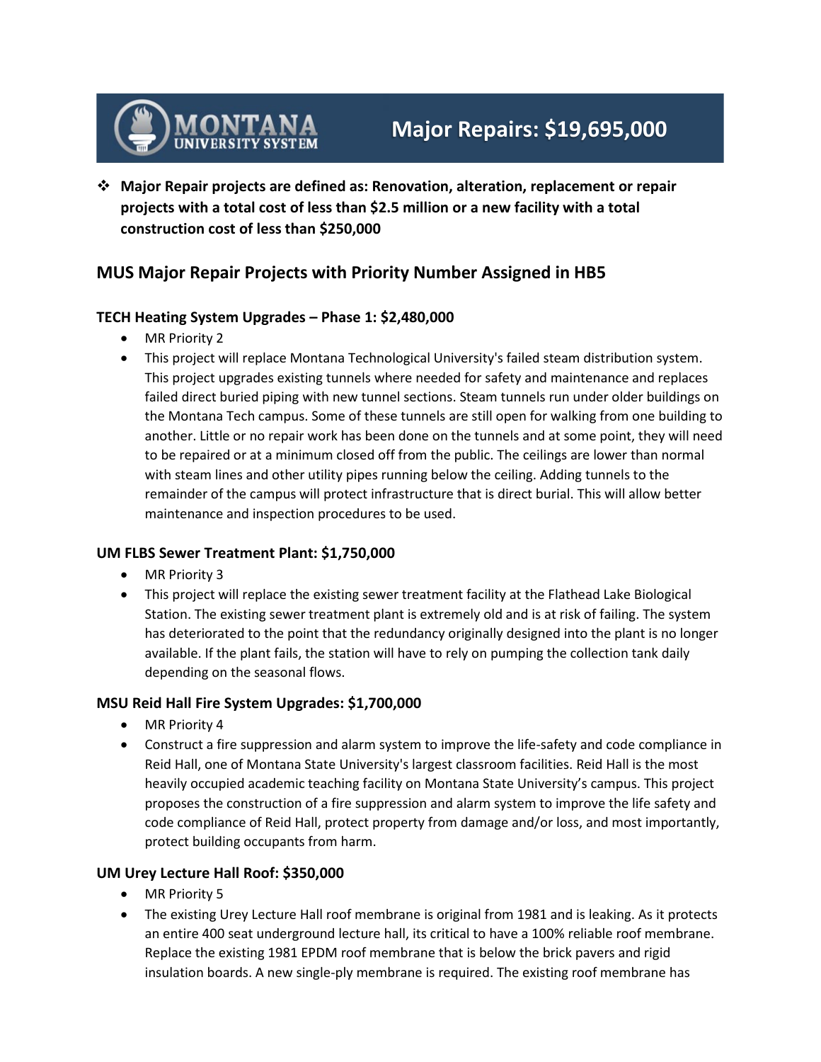# Major Repairs: $19,695,000

- **Major Repair projects are defined as: Renovation, alteration, replacement or repair projects with a total cost of less than $2.5 million or a new facility with a total construction cost of less than $250,000**

## MUS Major Repair Projects with Priority Number Assigned in HB5

### TECH Heating System Upgrades – Phase 1: $2,480,000

- MR Priority 2
- This project will replace Montana Technological University's failed steam distribution system. This project upgrades existing tunnels where needed for safety and maintenance and replaces failed direct buried piping with new tunnel sections. Steam tunnels run under older buildings on the Montana Tech campus. Some of these tunnels are still open for walking from one building to another. Little or no repair work has been done on the tunnels and at some point, they will need to be repaired or at a minimum closed off from the public. The ceilings are lower than normal with steam lines and other utility pipes running below the ceiling. Adding tunnels to the remainder of the campus will protect infrastructure that is direct burial. This will allow better maintenance and inspection procedures to be used.

### UM FLBS Sewer Treatment Plant: $1,750,000

- MR Priority 3
- This project will replace the existing sewer treatment facility at the Flathead Lake Biological Station. The existing sewer treatment plant is extremely old and is at risk of failing. The system has deteriorated to the point that the redundancy originally designed into the plant is no longer available. If the plant fails, the station will have to rely on pumping the collection tank daily depending on the seasonal flows.

### MSU Reid Hall Fire System Upgrades: $1,700,000

- MR Priority 4
- Construct a fire suppression and alarm system to improve the life-safety and code compliance in Reid Hall, one of Montana State University's largest classroom facilities. Reid Hall is the most heavily occupied academic teaching facility on Montana State University's campus. This project proposes the construction of a fire suppression and alarm system to improve the life safety and code compliance of Reid Hall, protect property from damage and/or loss, and most importantly, protect building occupants from harm.

### UM Urey Lecture Hall Roof: $350,000

- MR Priority 5
- The existing Urey Lecture Hall roof membrane is original from 1981 and is leaking. As it protects an entire 400 seat underground lecture hall, its critical to have a 100% reliable roof membrane. Replace the existing 1981 EPDM roof membrane that is below the brick pavers and rigid insulation boards. A new single-ply membrane is required. The existing roof membrane has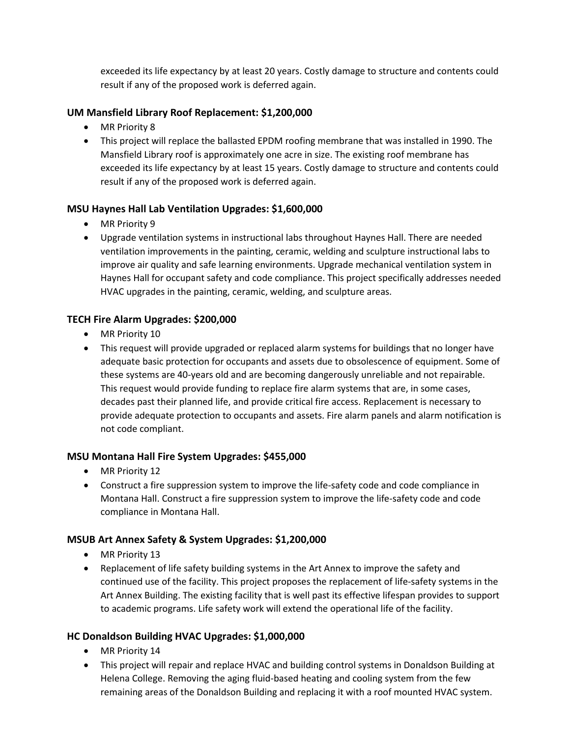exceeded its life expectancy by at least 20 years. Costly damage to structure and contents could result if any of the proposed work is deferred again.

### UM Mansfield Library Roof Replacement: $1,200,000

- MR Priority 8
- This project will replace the ballasted EPDM roofing membrane that was installed in 1990. The Mansfield Library roof is approximately one acre in size. The existing roof membrane has exceeded its life expectancy by at least 15 years. Costly damage to structure and contents could result if any of the proposed work is deferred again.

### MSU Haynes Hall Lab Ventilation Upgrades: $1,600,000

- MR Priority 9
- Upgrade ventilation systems in instructional labs throughout Haynes Hall. There are needed ventilation improvements in the painting, ceramic, welding and sculpture instructional labs to improve air quality and safe learning environments. Upgrade mechanical ventilation system in Haynes Hall for occupant safety and code compliance. This project specifically addresses needed HVAC upgrades in the painting, ceramic, welding, and sculpture areas.

### TECH Fire Alarm Upgrades: $200,000

- MR Priority 10
- This request will provide upgraded or replaced alarm systems for buildings that no longer have adequate basic protection for occupants and assets due to obsolescence of equipment. Some of these systems are 40-years old and are becoming dangerously unreliable and not repairable. This request would provide funding to replace fire alarm systems that are, in some cases, decades past their planned life, and provide critical fire access. Replacement is necessary to provide adequate protection to occupants and assets. Fire alarm panels and alarm notification is not code compliant.

### MSU Montana Hall Fire System Upgrades: $455,000

- MR Priority 12
- Construct a fire suppression system to improve the life-safety code and code compliance in Montana Hall. Construct a fire suppression system to improve the life-safety code and code compliance in Montana Hall.

### MSUB Art Annex Safety & System Upgrades: $1,200,000

- MR Priority 13
- Replacement of life safety building systems in the Art Annex to improve the safety and continued use of the facility. This project proposes the replacement of life-safety systems in the Art Annex Building. The existing facility that is well past its effective lifespan provides to support to academic programs. Life safety work will extend the operational life of the facility.

### HC Donaldson Building HVAC Upgrades: $1,000,000

- MR Priority 14
- This project will repair and replace HVAC and building control systems in Donaldson Building at Helena College. Removing the aging fluid-based heating and cooling system from the few remaining areas of the Donaldson Building and replacing it with a roof mounted HVAC system.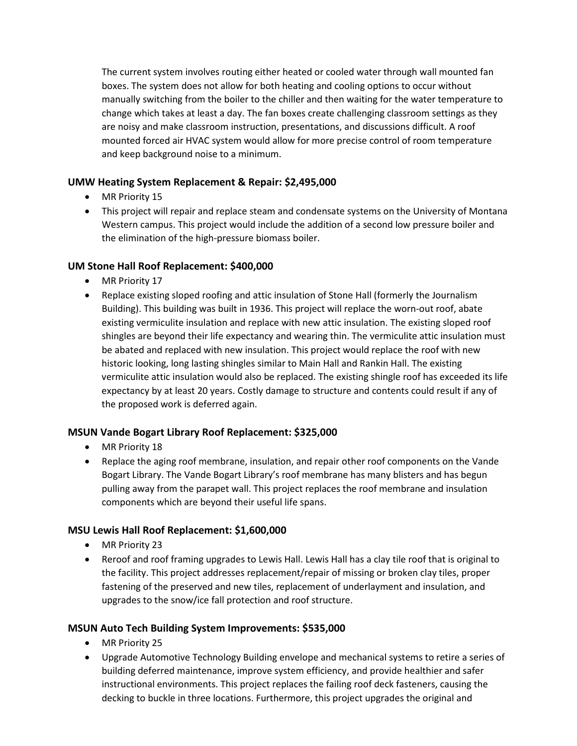The current system involves routing either heated or cooled water through wall mounted fan boxes. The system does not allow for both heating and cooling options to occur without manually switching from the boiler to the chiller and then waiting for the water temperature to change which takes at least a day. The fan boxes create challenging classroom settings as they are noisy and make classroom instruction, presentations, and discussions difficult. A roof mounted forced air HVAC system would allow for more precise control of room temperature and keep background noise to a minimum.

### UMW Heating System Replacement & Repair: $2,495,000

- MR Priority 15
- This project will repair and replace steam and condensate systems on the University of Montana Western campus. This project would include the addition of a second low pressure boiler and the elimination of the high-pressure biomass boiler.

### UM Stone Hall Roof Replacement: $400,000

- MR Priority 17
- Replace existing sloped roofing and attic insulation of Stone Hall (formerly the Journalism Building). This building was built in 1936. This project will replace the worn-out roof, abate existing vermiculite insulation and replace with new attic insulation. The existing sloped roof shingles are beyond their life expectancy and wearing thin. The vermiculite attic insulation must be abated and replaced with new insulation. This project would replace the roof with new historic looking, long lasting shingles similar to Main Hall and Rankin Hall. The existing vermiculite attic insulation would also be replaced. The existing shingle roof has exceeded its life expectancy by at least 20 years. Costly damage to structure and contents could result if any of the proposed work is deferred again.

### MSUN Vande Bogart Library Roof Replacement: $325,000

- MR Priority 18
- Replace the aging roof membrane, insulation, and repair other roof components on the Vande Bogart Library. The Vande Bogart Library's roof membrane has many blisters and has begun pulling away from the parapet wall. This project replaces the roof membrane and insulation components which are beyond their useful life spans.

### MSU Lewis Hall Roof Replacement: $1,600,000

- MR Priority 23
- Reroof and roof framing upgrades to Lewis Hall. Lewis Hall has a clay tile roof that is original to the facility. This project addresses replacement/repair of missing or broken clay tiles, proper fastening of the preserved and new tiles, replacement of underlayment and insulation, and upgrades to the snow/ice fall protection and roof structure.

### MSUN Auto Tech Building System Improvements: $535,000

- MR Priority 25
- Upgrade Automotive Technology Building envelope and mechanical systems to retire a series of building deferred maintenance, improve system efficiency, and provide healthier and safer instructional environments. This project replaces the failing roof deck fasteners, causing the decking to buckle in three locations. Furthermore, this project upgrades the original and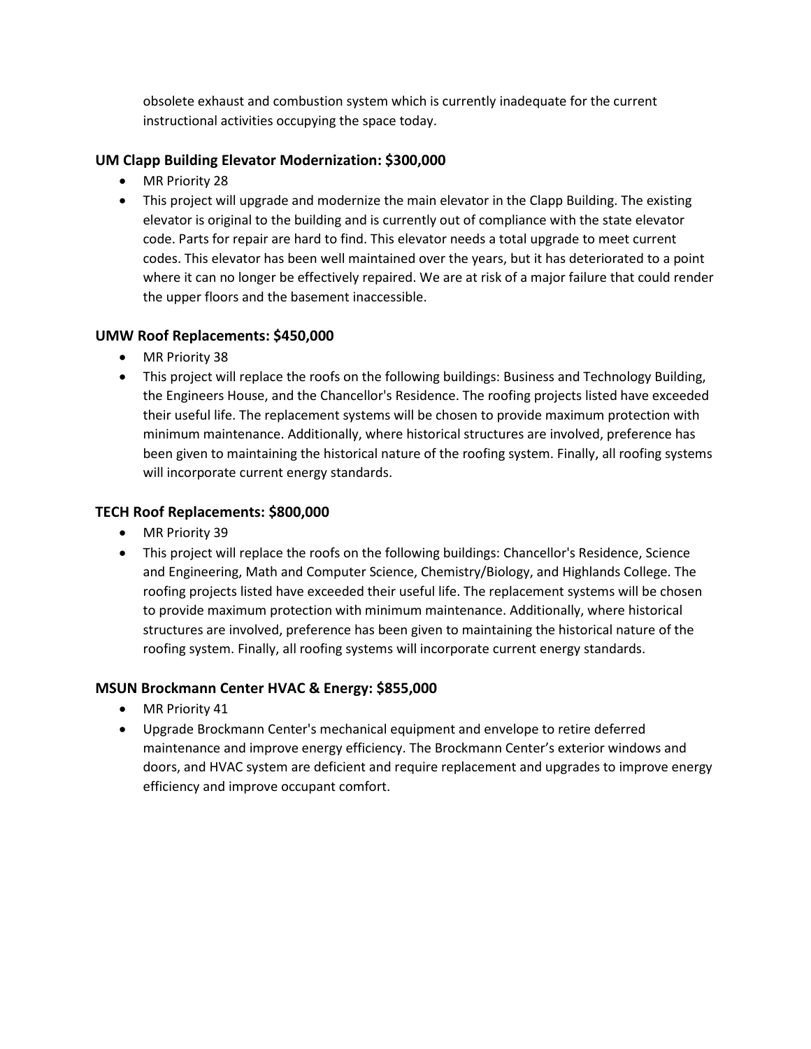obsolete exhaust and combustion system which is currently inadequate for the current instructional activities occupying the space today.

### UM Clapp Building Elevator Modernization: $300,000

- MR Priority 28
- This project will upgrade and modernize the main elevator in the Clapp Building. The existing elevator is original to the building and is currently out of compliance with the state elevator code. Parts for repair are hard to find. This elevator needs a total upgrade to meet current codes. This elevator has been well maintained over the years, but it has deteriorated to a point where it can no longer be effectively repaired. We are at risk of a major failure that could render the upper floors and the basement inaccessible.

### UMW Roof Replacements: $450,000

- MR Priority 38
- This project will replace the roofs on the following buildings: Business and Technology Building, the Engineers House, and the Chancellor's Residence. The roofing projects listed have exceeded their useful life. The replacement systems will be chosen to provide maximum protection with minimum maintenance. Additionally, where historical structures are involved, preference has been given to maintaining the historical nature of the roofing system. Finally, all roofing systems will incorporate current energy standards.

### TECH Roof Replacements: $800,000

- MR Priority 39
- This project will replace the roofs on the following buildings: Chancellor's Residence, Science and Engineering, Math and Computer Science, Chemistry/Biology, and Highlands College. The roofing projects listed have exceeded their useful life. The replacement systems will be chosen to provide maximum protection with minimum maintenance. Additionally, where historical structures are involved, preference has been given to maintaining the historical nature of the roofing system. Finally, all roofing systems will incorporate current energy standards.

### MSUN Brockmann Center HVAC & Energy: $855,000

- MR Priority 41
- Upgrade Brockmann Center's mechanical equipment and envelope to retire deferred maintenance and improve energy efficiency. The Brockmann Center's exterior windows and doors, and HVAC system are deficient and require replacement and upgrades to improve energy efficiency and improve occupant comfort.